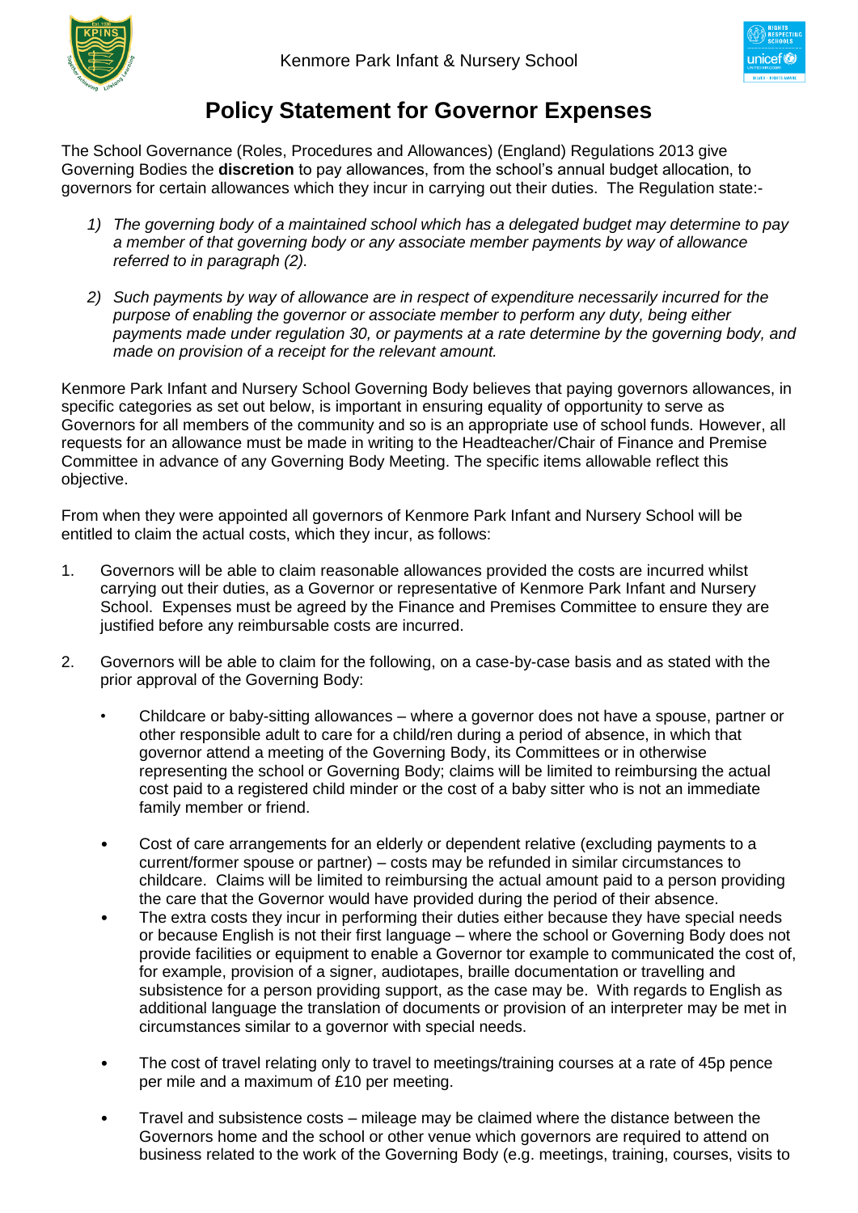Kenmore Park Infant & Nursery School

# Policy Statement for Governor Expenses

The School Governance (Roles, Procedures and Allowances) (England) Regulations 2013 give Governing Bodies the **discretion** to pay allowances, from the school's annual budget allocation, to governors for certain allowances which they incur in carrying out their duties. The Regulation state:-

1) *The governing body of a maintained school which has a delegated budget may determine to pay a member of that governing body or any associate member payments by way of allowance referred to in paragraph (2).*
2) *Such payments by way of allowance are in respect of expenditure necessarily incurred for the purpose of enabling the governor or associate member to perform any duty, being either payments made under regulation 30, or payments at a rate determine by the governing body, and made on provision of a receipt for the relevant amount.*

Kenmore Park Infant and Nursery School Governing Body believes that paying governors allowances, in specific categories as set out below, is important in ensuring equality of opportunity to serve as Governors for all members of the community and so is an appropriate use of school funds. However, all requests for an allowance must be made in writing to the Headteacher/Chair of Finance and Premise Committee in advance of any Governing Body Meeting. The specific items allowable reflect this objective.

From when they were appointed all governors of Kenmore Park Infant and Nursery School will be entitled to claim the actual costs, which they incur, as follows:

1. Governors will be able to claim reasonable allowances provided the costs are incurred whilst carrying out their duties, as a Governor or representative of Kenmore Park Infant and Nursery School. Expenses must be agreed by the Finance and Premises Committee to ensure they are justified before any reimbursable costs are incurred.

2. Governors will be able to claim for the following, on a case-by-case basis and as stated with the prior approval of the Governing Body:

   - Childcare or baby-sitting allowances – where a governor does not have a spouse, partner or other responsible adult to care for a child/ren during a period of absence, in which that governor attend a meeting of the Governing Body, its Committees or in otherwise representing the school or Governing Body; claims will be limited to reimbursing the actual cost paid to a registered child minder or the cost of a baby sitter who is not an immediate family member or friend.

   - Cost of care arrangements for an elderly or dependent relative (excluding payments to a current/former spouse or partner) – costs may be refunded in similar circumstances to childcare. Claims will be limited to reimbursing the actual amount paid to a person providing the care that the Governor would have provided during the period of their absence.
   - The extra costs they incur in performing their duties either because they have special needs or because English is not their first language – where the school or Governing Body does not provide facilities or equipment to enable a Governor tor example to communicated the cost of, for example, provision of a signer, audiotapes, braille documentation or travelling and subsistence for a person providing support, as the case may be. With regards to English as additional language the translation of documents or provision of an interpreter may be met in circumstances similar to a governor with special needs.

   - The cost of travel relating only to travel to meetings/training courses at a rate of 45p pence per mile and a maximum of £10 per meeting.

   - Travel and subsistence costs – mileage may be claimed where the distance between the Governors home and the school or other venue which governors are required to attend on business related to the work of the Governing Body (e.g. meetings, training, courses, visits to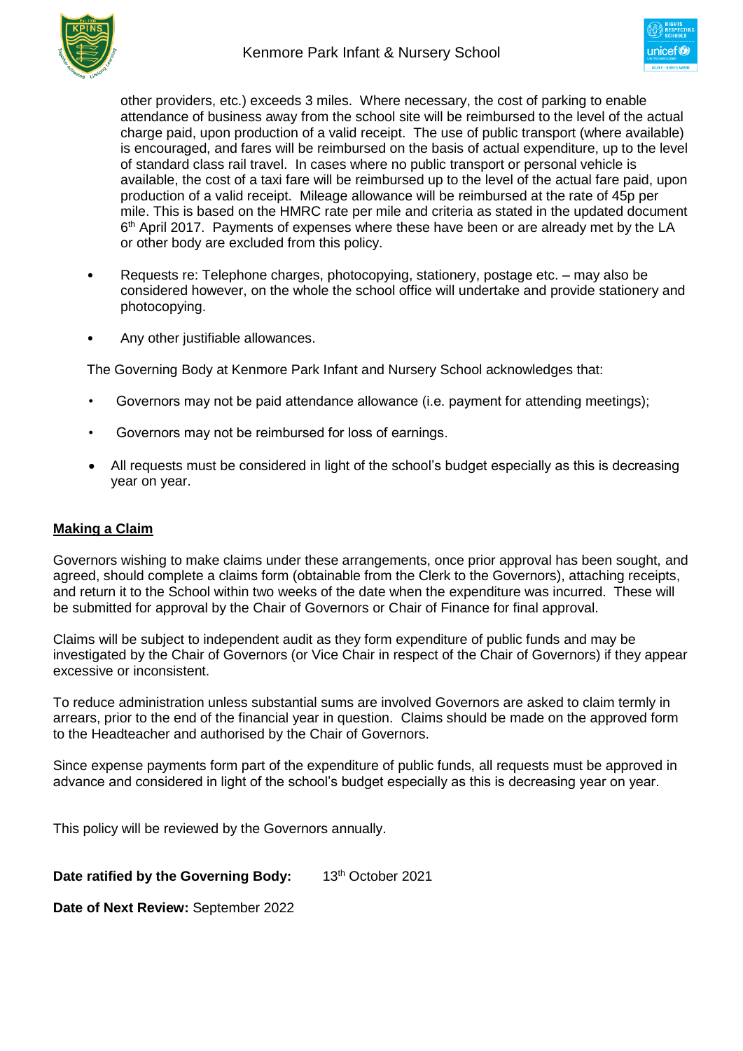other providers, etc.) exceeds 3 miles. Where necessary, the cost of parking to enable attendance of business away from the school site will be reimbursed to the level of the actual charge paid, upon production of a valid receipt. The use of public transport (where available) is encouraged, and fares will be reimbursed on the basis of actual expenditure, up to the level of standard class rail travel. In cases where no public transport or personal vehicle is available, the cost of a taxi fare will be reimbursed up to the level of the actual fare paid, upon production of a valid receipt. Mileage allowance will be reimbursed at the rate of 45p per mile. This is based on the HMRC rate per mile and criteria as stated in the updated document 6th April 2017. Payments of expenses where these have been or are already met by the LA or other body are excluded from this policy.

- Requests re: Telephone charges, photocopying, stationery, postage etc. – may also be considered however, on the whole the school office will undertake and provide stationery and photocopying.
- Any other justifiable allowances.

The Governing Body at Kenmore Park Infant and Nursery School acknowledges that:

- Governors may not be paid attendance allowance (i.e. payment for attending meetings);
- Governors may not be reimbursed for loss of earnings.
- All requests must be considered in light of the school's budget especially as this is decreasing year on year.

## Making a Claim

Governors wishing to make claims under these arrangements, once prior approval has been sought, and agreed, should complete a claims form (obtainable from the Clerk to the Governors), attaching receipts, and return it to the School within two weeks of the date when the expenditure was incurred. These will be submitted for approval by the Chair of Governors or Chair of Finance for final approval.

Claims will be subject to independent audit as they form expenditure of public funds and may be investigated by the Chair of Governors (or Vice Chair in respect of the Chair of Governors) if they appear excessive or inconsistent.

To reduce administration unless substantial sums are involved Governors are asked to claim termly in arrears, prior to the end of the financial year in question. Claims should be made on the approved form to the Headteacher and authorised by the Chair of Governors.

Since expense payments form part of the expenditure of public funds, all requests must be approved in advance and considered in light of the school's budget especially as this is decreasing year on year.

This policy will be reviewed by the Governors annually.

**Date ratified by the Governing Body:** 13th October 2021

**Date of Next Review:** September 2022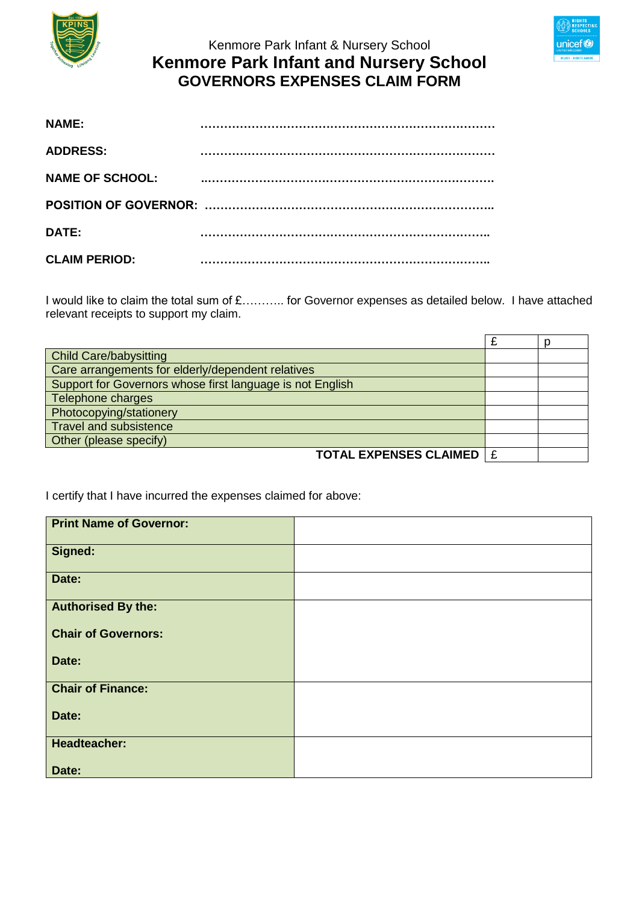Kenmore Park Infant & Nursery School

# Kenmore Park Infant and Nursery School

## GOVERNORS EXPENSES CLAIM FORM

**NAME:** …………………………………………………………………

**ADDRESS:** …………………………………………………………………

**NAME OF SCHOOL:** …………………………………………………………………

**POSITION OF GOVERNOR:** ……………………………………………………………..

**DATE:** ……………………………………………………………….

**CLAIM PERIOD:** ……………………………………………………………….

I would like to claim the total sum of £……….. for Governor expenses as detailed below. I have attached relevant receipts to support my claim.

| | £ | p |
|---|---|---|
| Child Care/babysitting | | |
| Care arrangements for elderly/dependent relatives | | |
| Support for Governors whose first language is not English | | |
| Telephone charges | | |
| Photocopying/stationery | | |
| Travel and subsistence | | |
| Other (please specify) | | |
| **TOTAL EXPENSES CLAIMED** | £ | |

I certify that I have incurred the expenses claimed for above:

| | |
|---|---|
| **Print Name of Governor:** | |
| **Signed:** | |
| **Date:** | |
| **Authorised By the:** **Chair of Governors:** **Date:** | |
| **Chair of Finance:** **Date:** | |
| **Headteacher:** **Date:** | |